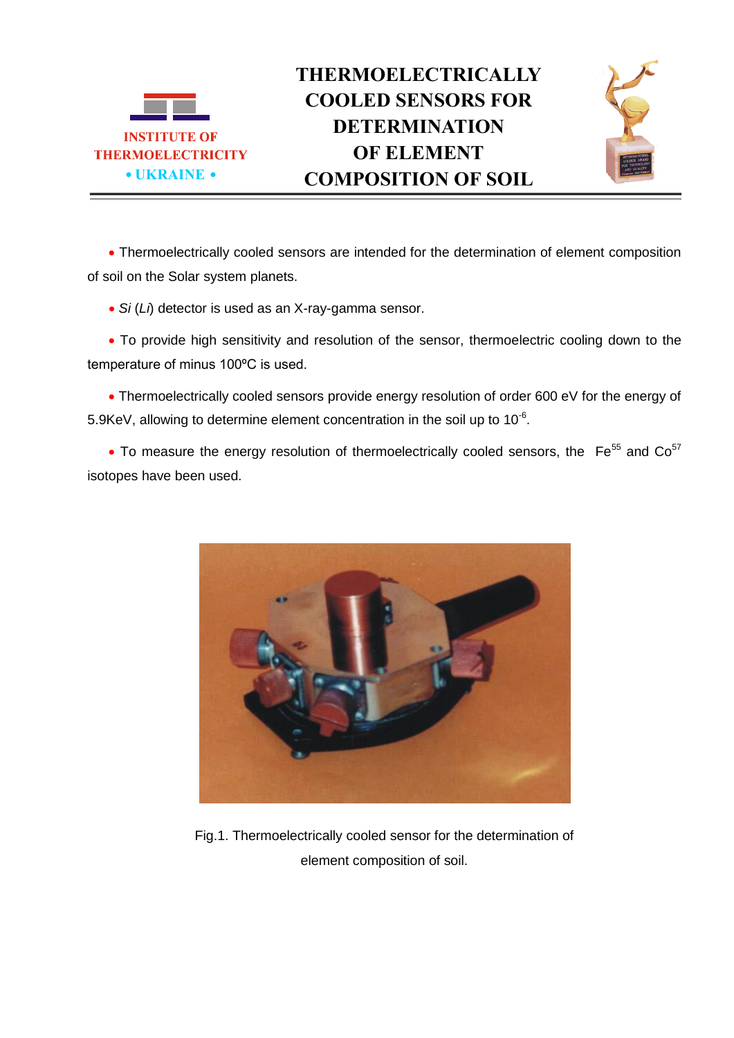INSTITUTE OF THERMOELECTRICITY

• UKRAINE •

# THERMOELECTRICALLY COOLED SENSORS FOR DETERMINATION OF ELEMENT COMPOSITION OF SOIL

- Thermoelectrically cooled sensors are intended for the determination of element composition of soil on the Solar system planets.
- *Si* (*Li*) detector is used as an X-ray-gamma sensor.
- To provide high sensitivity and resolution of the sensor, thermoelectric cooling down to the temperature of minus 100ºC is used.
- Thermoelectrically cooled sensors provide energy resolution of order 600 eV for the energy of 5.9KeV, allowing to determine element concentration in the soil up to $10^{-6}$.
- To measure the energy resolution of thermoelectrically cooled sensors, the $Fe^{55}$ and $Co^{57}$ isotopes have been used.

Fig.1. Thermoelectrically cooled sensor for the determination of element composition of soil.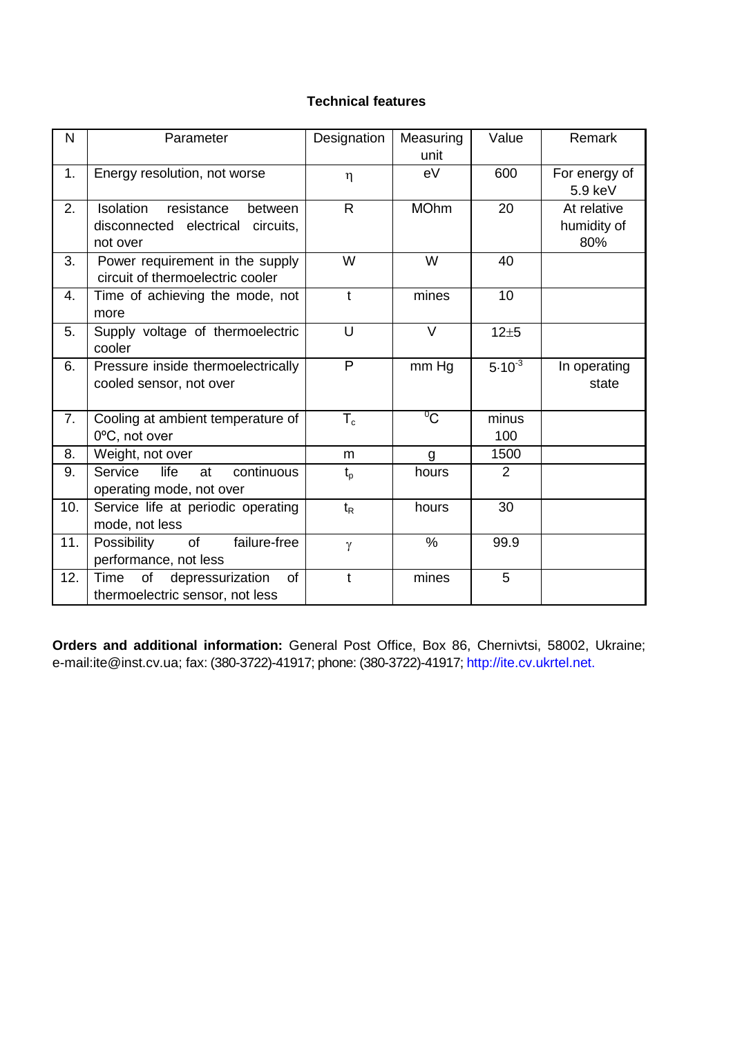**Technical features**

| N | Parameter | Designation | Measuring unit | Value | Remark |
|---|---|---|---|---|---|
| 1. | Energy resolution, not worse | $\eta$ | eV | 600 | For energy of 5.9 keV |
| 2. | Isolation resistance between disconnected electrical circuits, not over | R | MOhm | 20 | At relative humidity of 80% |
| 3. | Power requirement in the supply circuit of thermoelectric cooler | W | W | 40 | |
| 4. | Time of achieving the mode, not more | t | mines | 10 | |
| 5. | Supply voltage of thermoelectric cooler | U | V | 12±5 | |
| 6. | Pressure inside thermoelectrically cooled sensor, not over | P | mm Hg | $5{\cdot}10^{-3}$ | In operating state |
| 7. | Cooling at ambient temperature of 0ºC, not over | $T_c$ | $^0$C | minus 100 | |
| 8. | Weight, not over | m | g | 1500 | |
| 9. | Service life at continuous operating mode, not over | $t_p$ | hours | 2 | |
| 10. | Service life at periodic operating mode, not less | $t_R$ | hours | 30 | |
| 11. | Possibility of failure-free performance, not less | $\gamma$ | % | 99.9 | |
| 12. | Time of depressurization of thermoelectric sensor, not less | t | mines | 5 | |

**Orders and additional information:** General Post Office, Box 86, Chernivtsi, 58002, Ukraine; e-mail:ite@inst.cv.ua; fax: (380-3722)-41917; phone: (380-3722)-41917; http://ite.cv.ukrtel.net.